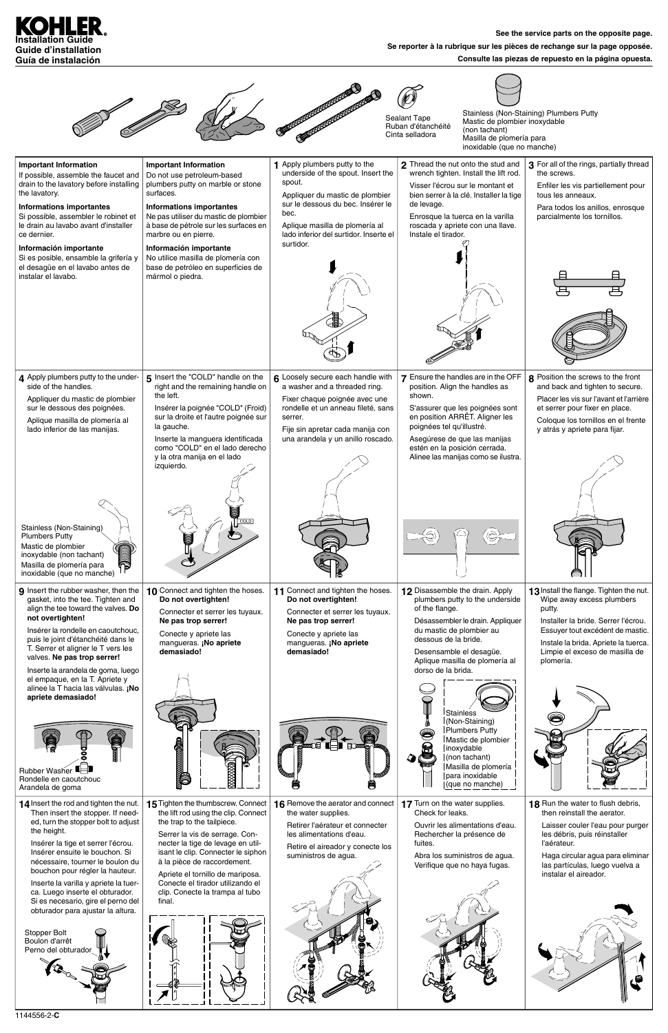# KOHLER

**Installation Guide**
**Guide d'installation**
**Guía de instalación**

**See the service parts on the opposite page.**

**Se reporter à la rubrique sur les pièces de rechange sur la page opposée.**

**Consulte las piezas de repuesto en la página opuesta.**

Sealant Tape
Ruban d'étanchéité
Cinta selladora

Stainless (Non-Staining) Plumbers Putty
Mastic de plombier inoxydable (non tachant)
Masilla de plomería para inoxidable (que no manche)

**Important Information**

If possible, assemble the faucet and drain to the lavatory before installing the lavatory.

**Informations importantes**

Si possible, assembler le robinet et le drain au lavabo avant d'installer ce dernier.

**Información importante**

Si es posible, ensamble la grifería y el desagüe en el lavabo antes de instalar el lavabo.

**Important Information**

Do not use petroleum-based plumbers putty on marble or stone surfaces.

**Informations importantes**

Ne pas utiliser du mastic de plombier à base de pétrole sur les surfaces en marbre ou en pierre.

**Información importante**

No utilice masilla de plomería con base de petróleo en superficies de mármol o piedra.

**1** Apply plumbers putty to the underside of the spout. Insert the spout.

Appliquer du mastic de plombier sur le dessous du bec. Insérer le bec.

Aplique masilla de plomería al lado inferior del surtidor. Inserte el surtidor.

**2** Thread the nut onto the stud and wrench tighten. Install the lift rod.

Visser l'écrou sur le montant et bien serrer à la clé. Installer la tige de levage.

Enrosque la tuerca en la varilla roscada y apriete con una llave. Instale el tirador.

**3** For all of the rings, partially thread the screws.

Enfiler les vis partiellement pour tous les anneaux.

Para todos los anillos, enrosque parcialmente los tornillos.

**4** Apply plumbers putty to the underside of the handles.

Appliquer du mastic de plombier sur le dessous des poignées.

Aplique masilla de plomería al lado inferior de las manijas.

Stainless (Non-Staining) Plumbers Putty
Mastic de plombier inoxydable (non tachant)
Masilla de plomería para inoxidable (que no manche)

**5** Insert the "COLD" handle on the right and the remaining handle on the left.

Insérer la poignée "COLD" (Froid) sur la droite et l'autre poignée sur la gauche.

Inserte la manguera identificada como "COLD" en el lado derecho y la otra manija en el lado izquierdo.

**6** Loosely secure each handle with a washer and a threaded ring.

Fixer chaque poignée avec une rondelle et un anneau fileté, sans serrer.

Fije sin apretar cada manija con una arandela y un anillo roscado.

**7** Ensure the handles are in the OFF position. Align the handles as shown.

S'assurer que les poignées sont en position ARRÊT. Aligner les poignées tel qu'illustré.

Asegúrese de que las manijas estén en la posición cerrada. Alinee las manijas como se ilustra.

**8** Position the screws to the front and back and tighten to secure.

Placer les vis sur l'avant et l'arrière et serrer pour fixer en place.

Coloque los tornillos en el frente y atrás y apriete para fijar.

**9** Insert the rubber washer, then the gasket, into the tee. Tighten and align the tee toward the valves. **Do not overtighten!**

Insérer la rondelle en caoutchouc, puis le joint d'étanchéité dans le T. Serrer et aligner le T vers les valves. **Ne pas trop serrer!**

Inserte la arandela de goma, luego el empaque, en la T. Apriete y alinee la T hacia las válvulas. **¡No apriete demasiado!**

Rubber Washer
Rondelle en caoutchouc
Arandela de goma

**10** Connect and tighten the hoses. **Do not overtighten!**

Connecter et serrer les tuyaux. **Ne pas trop serrer!**

Conecte y apriete las mangueras. **¡No apriete demasiado!**

**11** Connect and tighten the hoses. **Do not overtighten!**

Connecter et serrer les tuyaux. **Ne pas trop serrer!**

Conecte y apriete las mangueras. **¡No apriete demasiado!**

**12** Disassemble the drain. Apply plumbers putty to the underside of the flange.

Désassembler le drain. Appliquer du mastic de plombier au dessous de la bride.

Desensamble el desagüe. Aplique masilla de plomería al dorso de la brida.

Stainless (Non-Staining) Plumbers Putty
Mastic de plombier inoxydable (non tachant)
Masilla de plomería para inoxidable (que no manche)

**13** Install the flange. Tighten the nut. Wipe away excess plumbers putty.

Installer la bride. Serrer l'écrou. Essuyer tout excédent de mastic.

Instale la brida. Apriete la tuerca. Limpie el exceso de masilla de plomería.

**14** Insert the rod and tighten the nut. Then insert the stopper. If needed, turn the stopper bolt to adjust the height.

Insérer la tige et serrer l'écrou. Insérer ensuite le bouchon. Si nécessaire, tourner le boulon du bouchon pour régler la hauteur.

Inserte la varilla y apriete la tuerca. Luego inserte el obturador. Si es necesario, gire el perno del obturador para ajustar la altura.

Stopper Bolt
Boulon d'arrêt
Perno del obturador

**15** Tighten the thumbscrew. Connect the lift rod using the clip. Connect the trap to the tailpiece.

Serrer la vis de serrage. Connecter la tige de levage en utilisant le clip. Connecter le siphon à la pièce de raccordement.

Apriete el tornillo de mariposa. Conecte el tirador utilizando el clip. Conecte la trampa al tubo final.

**16** Remove the aerator and connect the water supplies.

Retirer l'aérateur et connecter les alimentations d'eau.

Retire el aireador y conecte los suministros de agua.

**17** Turn on the water supplies. Check for leaks.

Ouvrir les alimentations d'eau. Rechercher la présence de fuites.

Abra los suministros de agua. Verifique que no haya fugas.

**18** Run the water to flush debris, then reinstall the aerator.

Laisser couler l'eau pour purger les débris, puis réinstaller l'aérateur.

Haga circular agua para eliminar las partículas, luego vuelva a instalar el aireador.

1144556-2-**C**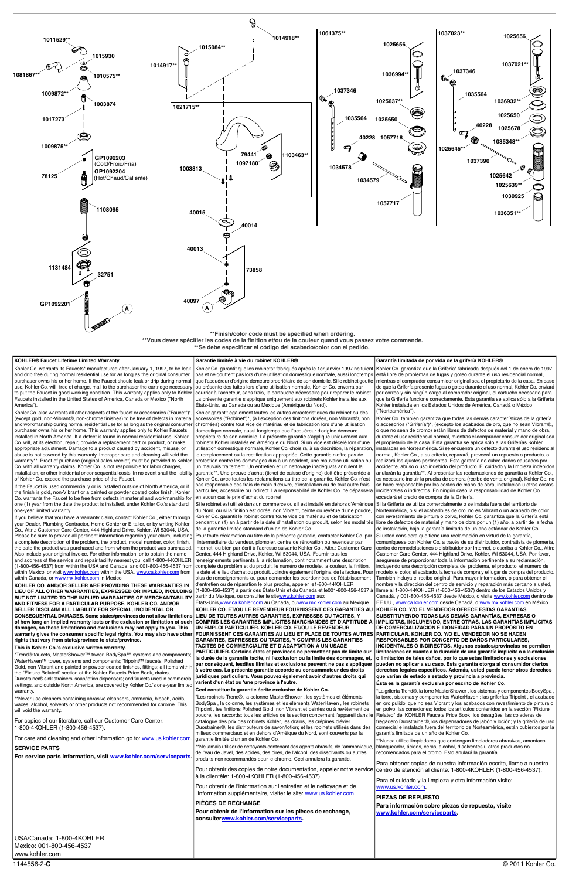1011529**
1015930
1081867**
1010575**
1009872**
1003874
1017273
1009875**
GP1092203
(Cold/Froid/Frío)
GP1092204
(Hot/Chaud/Caliente)
78125
1108095
1131484
32751
GP1092201
A
1015084**
1014918**
1014917**
1021715**
79441
1103463**
1097180
1003813
40015
40014
40013
73858
40097
A
1061375**
1025656
1036994**
1037346
1025637**
1035564
1025650
40228
1057718
1034578
1034579
1057717
1037023**
1025656
1037021**
1037346
1035564
1036932**
1025650
40228
1025678
1035348**
1025645**
1037390
1025642
1025639**
1030925
1036351**

**Finish/color code must be specified when ordering.
**Vous devez spécifier les codes de la finition et/ou de la couleur quand vous passez votre commande.
**Se debe especificar el código del acabado/color con el pedido.

## KOHLER® Faucet Lifetime Limited Warranty

Kohler Co. warrants its Faucets* manufactured after January 1, 1997, to be leak and drip free during normal residential use for as long as the original consumer purchaser owns his or her home. If the Faucet should leak or drip during normal use, Kohler Co. will, free of charge, mail to the consumer purchaser the cartridge necessary to put the Faucet in good working condition. This warranty applies only to Kohler Faucets installed in the United States of America, Canada or Mexico ("North America").

Kohler Co. also warrants all other aspects of the faucet or accessories ("Faucet")*, (except gold, non-Vibrant®, non-chrome finishes) to be free of defects in material and workmanship during normal residential use for as long as the original consumer purchaser owns his or her home. This warranty applies only to Kohler Faucets installed in North America. If a defect is found in normal residential use, Kohler Co. will, at its election, repair, provide a replacement part or product, or make appropriate adjustment. Damage to a product caused by accident, misuse, or abuse is not covered by this warranty. Improper care and cleaning will void the warranty**. Proof of purchase (original sales receipt) must be provided to Kohler Co. with all warranty claims. Kohler Co. is not responsible for labor charges, installation, or other incidental or consequential costs. In no event shall the liability of Kohler Co. exceed the purchase price of the Faucet.

If the Faucet is used commercially or is installed outside of North America, or if the finish is gold, non-Vibrant or a painted or powder coated color finish, Kohler Co. warrants the Faucet to be free from defects in material and workmanship for one (1) year from the date the product is installed, under Kohler Co.'s standard one-year limited warranty.

If you believe that you have a warranty claim, contact Kohler Co., either through your Dealer, Plumbing Contractor, Home Center or E-tailer, or by writing Kohler Co., Attn.: Customer Care Center, 444 Highland Drive, Kohler, WI 53044, USA. Please be sure to provide all pertinent information regarding your claim, including a complete description of the problem, the product, model number, color, finish, the date the product was purchased and from whom the product was purchased. Also include your original invoice. For other information, or to obtain the name and address of the service and repair facility nearest you, call 1-800-4-KOHLER (1-800-456-4537) from within the USA and Canada, and 001-800-456-4537 from within Mexico, or visit www.kohler.com within the USA, www.ca.kohler.com from within Canada, or www.mx.kohler.com in Mexico.

**KOHLER CO. AND/OR SELLER ARE PROVIDING THESE WARRANTIES IN LIEU OF ALL OTHER WARRANTIES, EXPRESSED OR IMPLIED, INCLUDING BUT NOT LIMITED TO THE IMPLIED WARRANTIES OF MERCHANTABILITY AND FITNESS FOR A PARTICULAR PURPOSE. KOHLER CO. AND/OR SELLER DISCLAIM ALL LIABILITY FOR SPECIAL, INCIDENTAL OR CONSEQUENTIAL DAMAGES. Some states/provinces do not allow limitations of how long an implied warranty lasts or the exclusion or limitation of such damages, so these limitations and exclusions may not apply to you. This warranty gives the consumer specific legal rights. You may also have other rights that vary from state/province to state/province.**

**This is Kohler Co.'s exclusive written warranty.**

*Trend® faucets, MasterShower™ tower, BodySpa™ systems and components; WaterHaven™ tower, systems and components; Tripoint™ faucets, Polished Gold, non-Vibrant and painted or powder coated finishes, fittings; all items within the "Fixture Related" section of the Kohler Faucets Price Book, drains, Duostrainer® sink strainers, soap/lotion dispensers; and faucets used in commercial settings, and outside North America, are covered by Kohler Co.'s one-year limited warranty.

**Never use cleaners containing abrasive cleansers, ammonia, bleach, acids, waxes, alcohol, solvents or other products not recommended for chrome. This will void the warranty.

For copies of our literature, call our Customer Care Center: 1-800-4KOHLER (1-800-456-4537).

For care and cleaning and other information go to: www.us.kohler.com.

### SERVICE PARTS

**For service parts information, visit www.kohler.com/serviceparts.**

## Garantie limitée à vie du robinet KOHLER®

Kohler Co. garantit que les robinets* fabriqués après le 1er janvier 1997 ne fuient pas et ne gouttent pas lors d'une utilisation domestique normale, aussi longtemps que l'acquéreur d'origine demeure propriétaire de son domicile. Si le robinet goutte ou présente des fuites lors d'une utilisation normale, Kohler Co. enverra par courrier à l'acheteur, sans frais, la cartouche nécessaire pour réparer le robinet. La présente garantie s'applique uniquement aux robinets Kohler installés aux États-Unis, au Canada ou au Mexique (Amérique du Nord).

Kohler garantit également toutes les autres caractéristiques du robinet ou des accessoires ("Robinet")*, (à l'exception des finitions dorées, non Vibrant®, non chromées) contre tout vice de matériau et de fabrication lors d'une utilisation domestique normale, aussi longtemps que l'acquéreur d'origine demeure propriétaire de son domicile. La présente garantie s'applique uniquement aux robinets Kohler installés en Amérique du Nord. Si un vice est décelé lors d'une utilisation domestique normale, Kohler Co. choisira, à sa discrétion, la réparation, le remplacement ou la rectification appropriée. Cette garantie n'offre pas de protection contre les dommages dus à un accident, une mauvaise utilisation ou un mauvais traitement. Un entretien et un nettoyage inadéquats annulent la garantie**. Une preuve d'achat (ticket de caisse d'origine) doit être présentée à Kohler Co. avec toutes les réclamations au titre de la garantie. Kohler Co. n'est pas responsable des frais de main-d'œuvre, d'installation ou de tout autre frais particulier, accessoire ou indirect. La responsabilité de Kohler Co. ne dépassera en aucun cas le prix d'achat du robinet.

Si le robinet est utilisé dans un commerce ou s'il est installé en dehors d'Amérique du Nord, ou si la finition est dorée, non Vibrant, peinte ou revêtue d'une poudre, Kohler Co. garantit le robinet contre toute vice de matériau et de fabrication pendant un (1) an à partir de la date d'installation du produit, selon les modalités de la garantie limitée standard d'un an de Kohler Co.

Pour toute réclamation au titre de la présente garantie, contacter Kohler Co. par l'intermédiaire du vendeur, plombier, centre de rénovation ou revendeur par internet, ou bien par écrit à l'adresse suivante Kohler Co., Attn.: Customer Care Center, 444 Highland Drive, Kohler, WI 53044, USA. Fournir tous les renseignements pertinents à la réclamation, dont notamment une description complète du problème et du produit, le numéro de modèle, la couleur, la finition, la date et le lieu d'achat du produit. Joindre également l'original de la facture. Pour plus de renseignements ou pour demander les coordonnées de l'établissement d'entretien ou de réparation le plus proche, appeler le1-800-4-KOHLER (1-800-456-4537) à partir des États-Unis et du Canada et le001-800-456-4537 à partir du Mexique, ou consulter le sitewww.kohler.com aux États-Unis,www.ca.kohler.com au Canada, ouwww.mx.kohler.com au Mexique.

**KOHLER CO. ET/OU LE REVENDEUR FOURNISSENT CES GARANTIES AU LIEU DE TOUTES AUTRES GARANTIES, EXPRESSES OU TACITES, Y COMPRIS LES GARANTIES IMPLICITES MARCHANDES ET D'APTITUDE À UN EMPLOI PARTICULIER. KOHLER CO. ET/OU LE REVENDEUR FOURNISSENT CES GARANTIES AU LIEU ET PLACE DE TOUTES AUTRES GARANTIES, EXPRESSES OU TACITES, Y COMPRIS LES GARANTIES TACITES DE COMMERCIALITÉ ET D'ADAPTATION À UN USAGE PARTICULIER. Certains états et provinces ne permettent pas de limite sur la durée de la garantie tacite, ni l'exclusion ou la limite des dommages, et, par conséquent, lesdites limites et exclusions peuvent ne pas s'appliquer à votre cas. La présente garantie accorde au consommateur des droits juridiques particuliers. Vous pouvez également avoir d'autres droits qui varient d'un état ou 'une province à l'autre.**

**Ceci constitue la garantie écrite exclusive de Kohler Co.**

*Les robinets Trend®, la colonne MasterShower , les systèmes et éléments BodySpa , la colonne, les systèmes et le éléments WaterHaven , les robinets Tripoint , les finitions Polished Gold, non Vibrant et peintes ou à revêtement de poudre, les raccords; tous les articles de la section concernant l'appareil dans le catalogue des prix des robinets Kohler, les drains, les crépines d'évier Duostrainer®, les distributeurs de savon/lotion; et les robinets utilisés dans des milieux commerciaux et en dehors d'Amérique du Nord, sont couverts par la garantie limitée d'un an de Kohler Co.

**Ne jamais utiliser de nettoyants contenant des agents abrasifs, de l'ammoniaque, de l'eau de Javel, des acides, des cires, de l'alcool, des dissolvants ou autres produits non recommandés pour le chrome. Ceci annulera la garantie.

Pour obtenir des copies de notre documentation, appeler notre service à la clientèle: 1-800-4KOHLER (1-800-456-4537).

Pour obtenir de l'information sur l'entretien et le nettoyage et de l'information supplémentaire, visiter le site: www.us.kohler.com.

### PIÈCES DE RECHANGE

**Pour obtenir de l'information sur les pièces de rechange, consulterwww.kohler.com/serviceparts.**

## Garantía limitada de por vida de la grifería KOHLER®

Kohler Co. garantiza que la Grifería* fabricada después del 1 de enero de 1997 está libre de problemas de fugas y goteo durante el uso residencial normal, mientras el comprador consumidor original sea el propietario de la casa. En caso de que la Grifería presente fugas o goteo durante el uso normal, Kohler Co. enviará por correo y sin ningún cargo al comprador original, el cartucho necesario para que la Grifería funcione correctamente. Esta garantía se aplica sólo a la Grifería Kohler instalada en los Estados Unidos de América, Canadá o México ("Norteamérica").

Kohler Co. también garantiza que todas las demás características de la grifería o accesorios ("Grifería")*, (excepto los acabados de oro, que no sean Vibrant®, o que no sean de cromo) están libres de defectos de material y mano de obra, durante el uso residencial normal, mientras el comprador consumidor original sea el propietario de la casa. Esta garantía se aplica sólo a las Griferías Kohler instaladas en Norteamérica. Si se encuentra un defecto durante el uso residencial normal, Kohler Co., a su criterio, reparará, proveerá un repuesto o producto, o realizará los ajustes pertinentes. Esta garantía no cubre daños causados por accidente, abuso o uso indebido del producto. El cuidado y la limpieza indebidos anularán la garantía**. Al presentar las reclamaciones de garantía a Kohler Co., es necesario incluir la prueba de compra (recibo de venta original). Kohler Co. no se hace responsable por los costos de mano de obra, instalación u otros costos incidentales o indirectos. En ningún caso la responsabilidad de Kohler Co. excederá el precio de compra de la Grifería.

Si la Grifería se utiliza comercialmente o se instala fuera del territorio de Norteamérica, o si el acabado es de oro, no es Vibrant o un acabado de color con revestimiento de pintura o polvo, Kohler Co. garantiza que la Grifería está libre de defectos de material y mano de obra por un (1) año, a partir de la fecha de instalación, bajo la garantía limitada de un año estándar de Kohler Co.

Si usted considera que tiene una reclamación en virtud de la garantía, comuníquese con Kohler Co. a través de su distribuidor, contratista de plomería, centro de remodelaciones o distribuidor por Internet, o escriba a Kohler Co., Attn: Customer Care Center, 444 Highland Drive, Kohler, WI 53044, USA. Por favor, asegúrese de proporcionar toda la información pertinente a su reclamación, incluyendo una descripción completa del problema, el producto, el número de modelo, el color, el acabado, la fecha de compra y el lugar de compra del producto. También incluya el recibo original. Para mayor información, o para obtener el nombre y la dirección del centro de servicio y reparación más cercano a usted, llame al 1-800-4-KOHLER (1-800-456-4537) dentro de los Estados Unidos y Canadá, y 001-800-456-4537 desde México, o visite www.kohler.com dentro de EE.UU., www.ca.kohler.com desde Canadá, o www.mx.kohler.com en México.

**KOHLER CO. Y/O EL VENDEDOR OFRECE ESTAS GARANTÍAS SUBSTITUYENDO TODAS LAS DEMÁS GARANTÍAS, EXPRESAS O IMPLÍCITAS, INCLUYENDO, ENTRE OTRAS, LAS GARANTÍAS IMPLÍCITAS DE COMERCIALIZACIÓN E IDONEIDAD PARA UN PROPÓSITO EN PARTICULAR. KOHLER CO. Y/O EL VENDEDOR NO SE HACEN RESPONSABLES POR CONCEPTO DE DAÑOS PARTICULARES, INCIDENTALES O INDIRECTOS. Algunos estados/provincias no permiten limitaciones en cuanto a la duración de una garantía implícita o a la exclusión o limitación de tales daños, por lo que estas limitaciones y exclusiones pueden no aplicar a su caso. Esta garantía le otorga al consumidor ciertos derechos legales específicos. Además, usted puede tener otros derechos que varían de estado a estado y provincia a provincia.**

**Ésta es la garantía exclusiva por escrito de Kohler Co.**

*La grifería Trend®, la torre MasterShower , los sistemas y componentes BodySpa , la torre, sistemas y componentes WaterHaven , las griferías Tripoint , el acabado en oro pulido, que no sea Vibrant y los acabados con revestimiento de pintura o en polvo; las conexiones; todos los artículos contenidos en la sección "Fixture Related" del KOHLER Faucets Price Book, los desagües, las coladeras de fregadero Duostrainer®, los dispensadores de jabón y loción; y la grifería de uso comercial e instalada fuera del territorio de Norteamérica, están cubiertos por la garantía limitada de un año de Kohler Co.

**Nunca utilice limpiadores que contengan limpiadores abrasivos, amoníaco, blanqueador, ácidos, ceras, alcohol, disolventes u otros productos no recomendados para el cromo. Esto anulará la garantía.

Para obtener copias de nuestra información escrita, llame a nuestro centro de atención al cliente: 1-800-4KOHLER (1-800-456-4537).

Para el cuidado y la limpieza y otra información visite: www.us.kohler.com.

### PIEZAS DE REPUESTO

**Para información sobre piezas de repuesto, visite www.kohler.com/serviceparts.**

USA/Canada: 1-800-4KOHLER
Mexico: 001-800-456-4537
www.kohler.com

1144556-2-**C**

© 2011 Kohler Co.